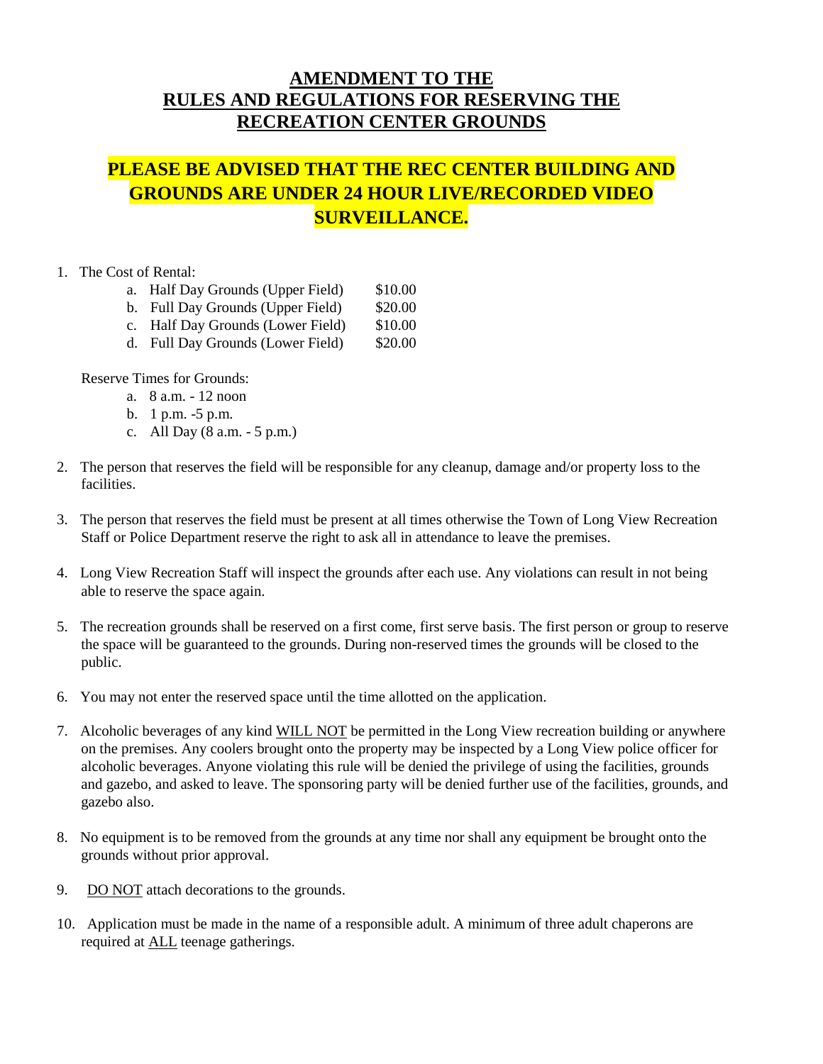# AMENDMENT TO THE RULES AND REGULATIONS FOR RESERVING THE RECREATION CENTER GROUNDS

## PLEASE BE ADVISED THAT THE REC CENTER BUILDING AND GROUNDS ARE UNDER 24 HOUR LIVE/RECORDED VIDEO SURVEILLANCE.

1. The Cost of Rental:

   a. Half Day Grounds (Upper Field) $10.00
   b. Full Day Grounds (Upper Field) $20.00
   c. Half Day Grounds (Lower Field) $10.00
   d. Full Day Grounds (Lower Field) $20.00

   Reserve Times for Grounds:

   a. 8 a.m. - 12 noon
   b. 1 p.m. -5 p.m.
   c. All Day (8 a.m. - 5 p.m.)

2. The person that reserves the field will be responsible for any cleanup, damage and/or property loss to the facilities.

3. The person that reserves the field must be present at all times otherwise the Town of Long View Recreation Staff or Police Department reserve the right to ask all in attendance to leave the premises.

4. Long View Recreation Staff will inspect the grounds after each use. Any violations can result in not being able to reserve the space again.

5. The recreation grounds shall be reserved on a first come, first serve basis. The first person or group to reserve the space will be guaranteed to the grounds. During non-reserved times the grounds will be closed to the public.

6. You may not enter the reserved space until the time allotted on the application.

7. Alcoholic beverages of any kind WILL NOT be permitted in the Long View recreation building or anywhere on the premises. Any coolers brought onto the property may be inspected by a Long View police officer for alcoholic beverages. Anyone violating this rule will be denied the privilege of using the facilities, grounds and gazebo, and asked to leave. The sponsoring party will be denied further use of the facilities, grounds, and gazebo also.

8. No equipment is to be removed from the grounds at any time nor shall any equipment be brought onto the grounds without prior approval.

9. DO NOT attach decorations to the grounds.

10. Application must be made in the name of a responsible adult. A minimum of three adult chaperons are required at ALL teenage gatherings.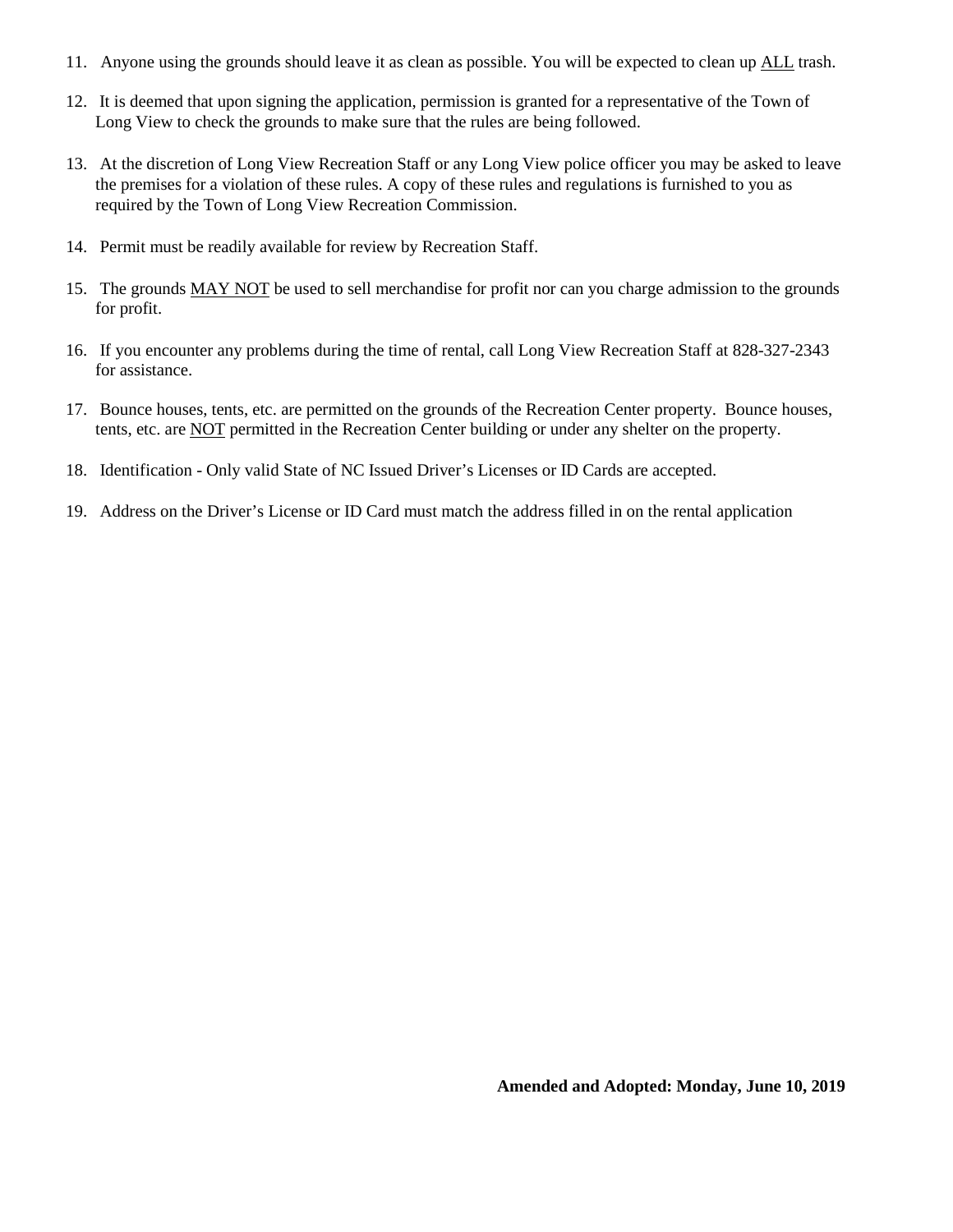11. Anyone using the grounds should leave it as clean as possible. You will be expected to clean up <u>ALL</u> trash.

12. It is deemed that upon signing the application, permission is granted for a representative of the Town of Long View to check the grounds to make sure that the rules are being followed.

13. At the discretion of Long View Recreation Staff or any Long View police officer you may be asked to leave the premises for a violation of these rules. A copy of these rules and regulations is furnished to you as required by the Town of Long View Recreation Commission.

14. Permit must be readily available for review by Recreation Staff.

15. The grounds <u>MAY NOT</u> be used to sell merchandise for profit nor can you charge admission to the grounds for profit.

16. If you encounter any problems during the time of rental, call Long View Recreation Staff at 828-327-2343 for assistance.

17. Bounce houses, tents, etc. are permitted on the grounds of the Recreation Center property. Bounce houses, tents, etc. are <u>NOT</u> permitted in the Recreation Center building or under any shelter on the property.

18. Identification - Only valid State of NC Issued Driver's Licenses or ID Cards are accepted.

19. Address on the Driver's License or ID Card must match the address filled in on the rental application

**Amended and Adopted: Monday, June 10, 2019**